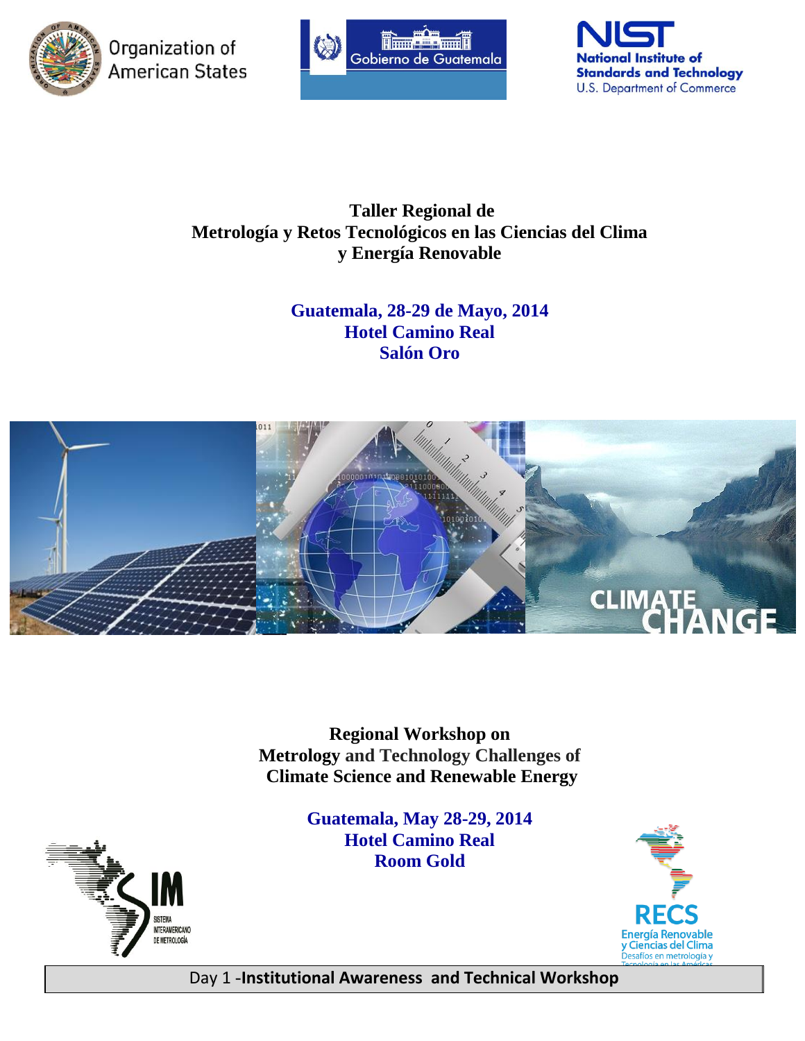Organization of American States

Gobierno de Guatemala

NIST National Institute of Standards and Technology U.S. Department of Commerce

# Taller Regional de Metrología y Retos Tecnológicos en las Ciencias del Clima y Energía Renovable

**Guatemala, 28-29 de Mayo, 2014**
**Hotel Camino Real**
**Salón Oro**

# Regional Workshop on Metrology and Technology Challenges of Climate Science and Renewable Energy

**Guatemala, May 28-29, 2014**
**Hotel Camino Real**
**Room Gold**

SIM Sistema Interamericano de Metrología

RECS Energía Renovable y Ciencias del Clima Desafíos en metrología y Tecnología en las Américas

Day 1 -**Institutional Awareness and Technical Workshop**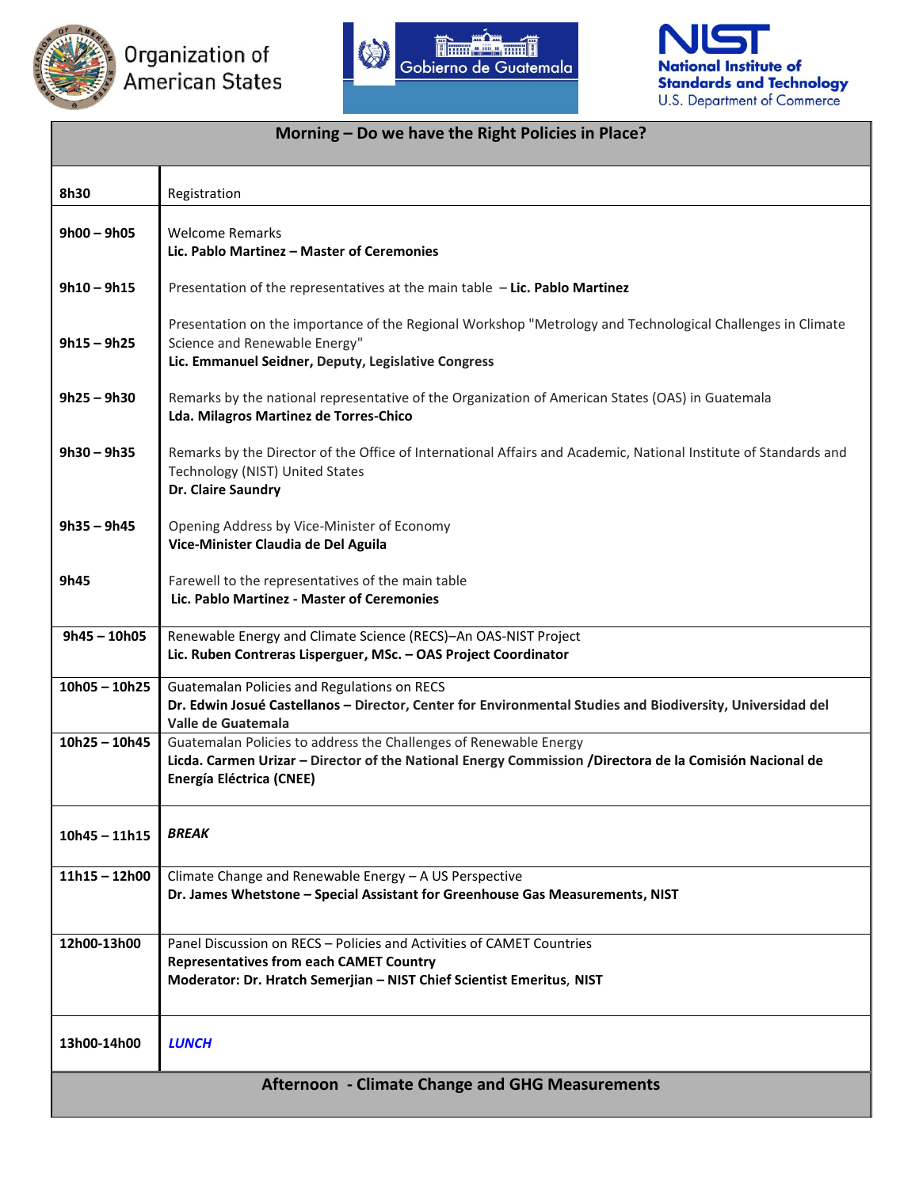Organization of American States | Gobierno de Guatemala | NIST National Institute of Standards and Technology U.S. Department of Commerce

| Morning – Do we have the Right Policies in Place? | |
|---|---|
| **8h30** | Registration |
| **9h00 – 9h05** | Welcome Remarks<br>**Lic. Pablo Martinez – Master of Ceremonies** |
| **9h10 – 9h15** | Presentation of the representatives at the main table – **Lic. Pablo Martinez** |
| **9h15 – 9h25** | Presentation on the importance of the Regional Workshop "Metrology and Technological Challenges in Climate Science and Renewable Energy"<br>**Lic. Emmanuel Seidner, Deputy, Legislative Congress** |
| **9h25 – 9h30** | Remarks by the national representative of the Organization of American States (OAS) in Guatemala<br>**Lda. Milagros Martinez de Torres-Chico** |
| **9h30 – 9h35** | Remarks by the Director of the Office of International Affairs and Academic, National Institute of Standards and Technology (NIST) United States<br>**Dr. Claire Saundry** |
| **9h35 – 9h45** | Opening Address by Vice-Minister of Economy<br>**Vice-Minister Claudia de Del Aguila** |
| **9h45** | Farewell to the representatives of the main table<br>**Lic. Pablo Martinez - Master of Ceremonies** |
| **9h45 – 10h05** | Renewable Energy and Climate Science (RECS)–An OAS-NIST Project<br>**Lic. Ruben Contreras Lisperguer, MSc. – OAS Project Coordinator** |
| **10h05 – 10h25** | Guatemalan Policies and Regulations on RECS<br>**Dr. Edwin Josué Castellanos – Director, Center for Environmental Studies and Biodiversity, Universidad del Valle de Guatemala** |
| **10h25 – 10h45** | Guatemalan Policies to address the Challenges of Renewable Energy<br>**Licda. Carmen Urizar – Director of the National Energy Commission /Directora de la Comisión Nacional de Energía Eléctrica (CNEE)** |
| **10h45 – 11h15** | ***BREAK*** |
| **11h15 – 12h00** | Climate Change and Renewable Energy – A US Perspective<br>**Dr. James Whetstone – Special Assistant for Greenhouse Gas Measurements, NIST** |
| **12h00-13h00** | Panel Discussion on RECS – Policies and Activities of CAMET Countries<br>**Representatives from each CAMET Country**<br>**Moderator: Dr. Hratch Semerjian – NIST Chief Scientist Emeritus, NIST** |
| **13h00-14h00** | ***LUNCH*** |
| **Afternoon - Climate Change and GHG Measurements** | |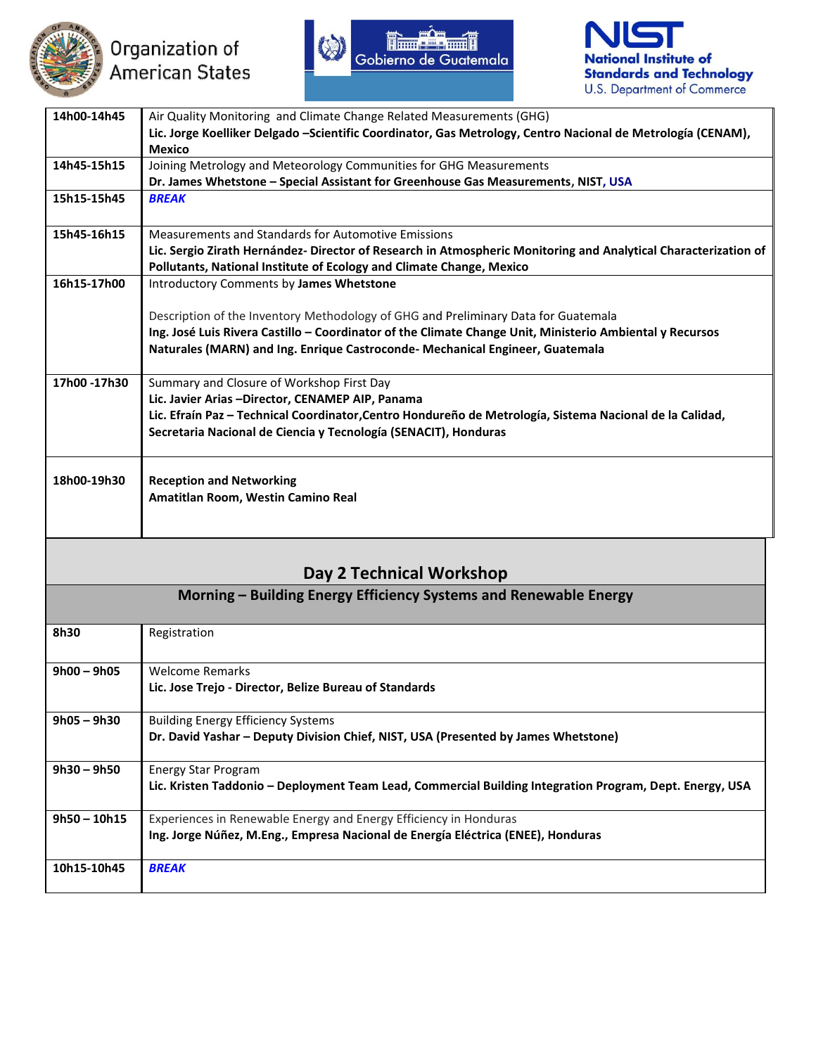Organization of American States | Gobierno de Guatemala | NIST National Institute of Standards and Technology U.S. Department of Commerce

| | |
|---|---|
| **14h00-14h45** | Air Quality Monitoring and Climate Change Related Measurements (GHG)<br>**Lic. Jorge Koelliker Delgado –Scientific Coordinator, Gas Metrology, Centro Nacional de Metrología (CENAM), Mexico** |
| **14h45-15h15** | Joining Metrology and Meteorology Communities for GHG Measurements<br>**Dr. James Whetstone – Special Assistant for Greenhouse Gas Measurements, NIST, USA** |
| **15h15-15h45** | ***BREAK*** |
| **15h45-16h15** | Measurements and Standards for Automotive Emissions<br>**Lic. Sergio Zirath Hernández- Director of Research in Atmospheric Monitoring and Analytical Characterization of Pollutants, National Institute of Ecology and Climate Change, Mexico** |
| **16h15-17h00** | Introductory Comments by **James Whetstone**<br><br>Description of the Inventory Methodology of GHG and Preliminary Data for Guatemala<br>**Ing. José Luis Rivera Castillo – Coordinator of the Climate Change Unit, Ministerio Ambiental y Recursos Naturales (MARN) and Ing. Enrique Castroconde- Mechanical Engineer, Guatemala** |
| **17h00 -17h30** | Summary and Closure of Workshop First Day<br>**Lic. Javier Arias –Director, CENAMEP AIP, Panama**<br>**Lic. Efraín Paz – Technical Coordinator,Centro Hondureño de Metrología, Sistema Nacional de la Calidad, Secretaria Nacional de Ciencia y Tecnología (SENACIT), Honduras** |
| **18h00-19h30** | **Reception and Networking**<br>**Amatitlan Room, Westin Camino Real** |

## Day 2 Technical Workshop

### Morning – Building Energy Efficiency Systems and Renewable Energy

| | |
|---|---|
| **8h30** | Registration |
| **9h00 – 9h05** | Welcome Remarks<br>**Lic. Jose Trejo - Director, Belize Bureau of Standards** |
| **9h05 – 9h30** | Building Energy Efficiency Systems<br>**Dr. David Yashar – Deputy Division Chief, NIST, USA (Presented by James Whetstone)** |
| **9h30 – 9h50** | Energy Star Program<br>**Lic. Kristen Taddonio – Deployment Team Lead, Commercial Building Integration Program, Dept. Energy, USA** |
| **9h50 – 10h15** | Experiences in Renewable Energy and Energy Efficiency in Honduras<br>**Ing. Jorge Núñez, M.Eng., Empresa Nacional de Energía Eléctrica (ENEE), Honduras** |
| **10h15-10h45** | ***BREAK*** |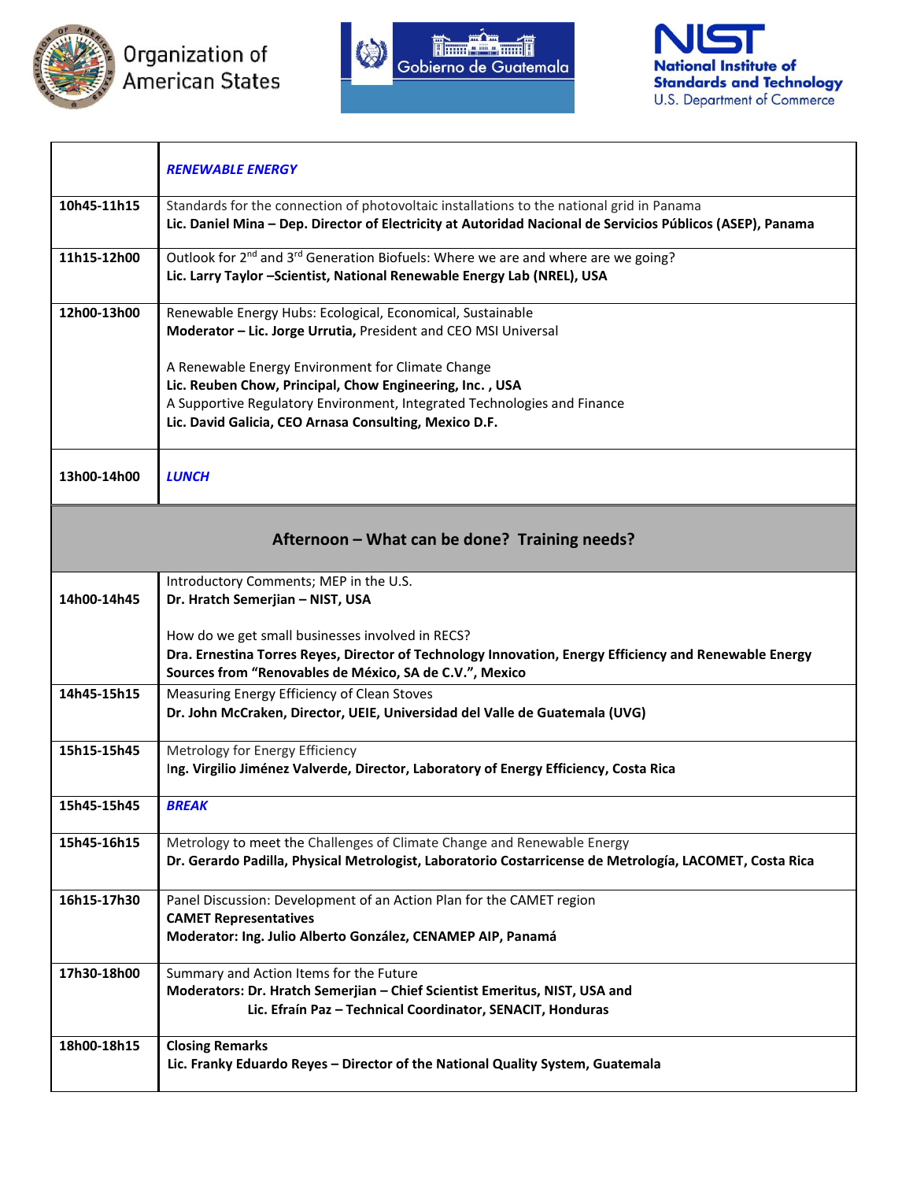| | ***RENEWABLE ENERGY*** |
|---|---|
| **10h45-11h15** | Standards for the connection of photovoltaic installations to the national grid in Panama<br>**Lic. Daniel Mina – Dep. Director of Electricity at Autoridad Nacional de Servicios Públicos (ASEP), Panama** |
| **11h15-12h00** | Outlook for 2nd and 3rd Generation Biofuels: Where we are and where are we going?<br>**Lic. Larry Taylor –Scientist, National Renewable Energy Lab (NREL), USA** |
| **12h00-13h00** | Renewable Energy Hubs: Ecological, Economical, Sustainable<br>**Moderator – Lic. Jorge Urrutia,** President and CEO MSI Universal<br><br>A Renewable Energy Environment for Climate Change<br>**Lic. Reuben Chow, Principal, Chow Engineering, Inc. , USA**<br>A Supportive Regulatory Environment, Integrated Technologies and Finance<br>**Lic. David Galicia, CEO Arnasa Consulting, Mexico D.F.** |
| **13h00-14h00** | ***LUNCH*** |
| | **Afternoon – What can be done? Training needs?** |
| **14h00-14h45** | Introductory Comments; MEP in the U.S.<br>**Dr. Hratch Semerjian – NIST, USA**<br><br>How do we get small businesses involved in RECS?<br>**Dra. Ernestina Torres Reyes, Director of Technology Innovation, Energy Efficiency and Renewable Energy Sources from "Renovables de México, SA de C.V.", Mexico** |
| **14h45-15h15** | Measuring Energy Efficiency of Clean Stoves<br>**Dr. John McCraken, Director, UEIE, Universidad del Valle de Guatemala (UVG)** |
| **15h15-15h45** | Metrology for Energy Efficiency<br>**Ing. Virgilio Jiménez Valverde, Director, Laboratory of Energy Efficiency, Costa Rica** |
| **15h45-15h45** | ***BREAK*** |
| **15h45-16h15** | Metrology to meet the Challenges of Climate Change and Renewable Energy<br>**Dr. Gerardo Padilla, Physical Metrologist, Laboratorio Costarricense de Metrología, LACOMET, Costa Rica** |
| **16h15-17h30** | Panel Discussion: Development of an Action Plan for the CAMET region<br>**CAMET Representatives**<br>**Moderator: Ing. Julio Alberto González, CENAMEP AIP, Panamá** |
| **17h30-18h00** | Summary and Action Items for the Future<br>**Moderators: Dr. Hratch Semerjian – Chief Scientist Emeritus, NIST, USA and**<br>**Lic. Efraín Paz – Technical Coordinator, SENACIT, Honduras** |
| **18h00-18h15** | **Closing Remarks**<br>**Lic. Franky Eduardo Reyes – Director of the National Quality System, Guatemala** |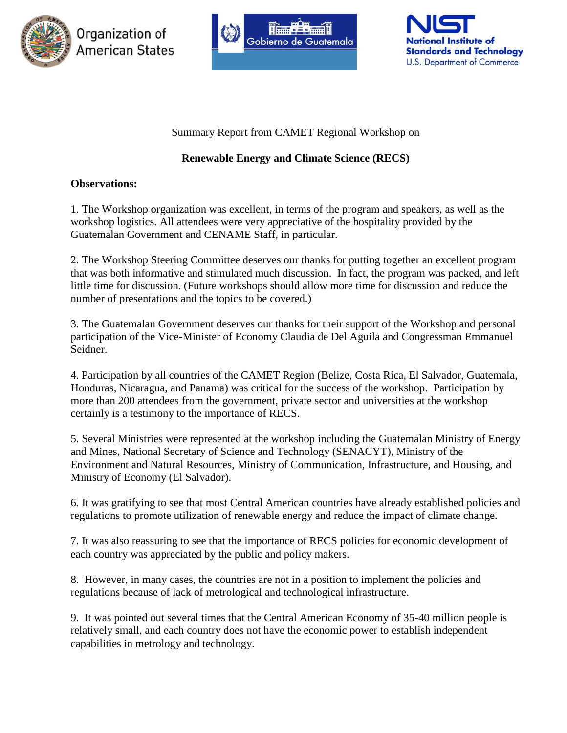Summary Report from CAMET Regional Workshop on

**Renewable Energy and Climate Science (RECS)**

**Observations:**

1. The Workshop organization was excellent, in terms of the program and speakers, as well as the workshop logistics. All attendees were very appreciative of the hospitality provided by the Guatemalan Government and CENAME Staff, in particular.

2. The Workshop Steering Committee deserves our thanks for putting together an excellent program that was both informative and stimulated much discussion. In fact, the program was packed, and left little time for discussion. (Future workshops should allow more time for discussion and reduce the number of presentations and the topics to be covered.)

3. The Guatemalan Government deserves our thanks for their support of the Workshop and personal participation of the Vice-Minister of Economy Claudia de Del Aguila and Congressman Emmanuel Seidner.

4. Participation by all countries of the CAMET Region (Belize, Costa Rica, El Salvador, Guatemala, Honduras, Nicaragua, and Panama) was critical for the success of the workshop. Participation by more than 200 attendees from the government, private sector and universities at the workshop certainly is a testimony to the importance of RECS.

5. Several Ministries were represented at the workshop including the Guatemalan Ministry of Energy and Mines, National Secretary of Science and Technology (SENACYT), Ministry of the Environment and Natural Resources, Ministry of Communication, Infrastructure, and Housing, and Ministry of Economy (El Salvador).

6. It was gratifying to see that most Central American countries have already established policies and regulations to promote utilization of renewable energy and reduce the impact of climate change.

7. It was also reassuring to see that the importance of RECS policies for economic development of each country was appreciated by the public and policy makers.

8. However, in many cases, the countries are not in a position to implement the policies and regulations because of lack of metrological and technological infrastructure.

9. It was pointed out several times that the Central American Economy of 35-40 million people is relatively small, and each country does not have the economic power to establish independent capabilities in metrology and technology.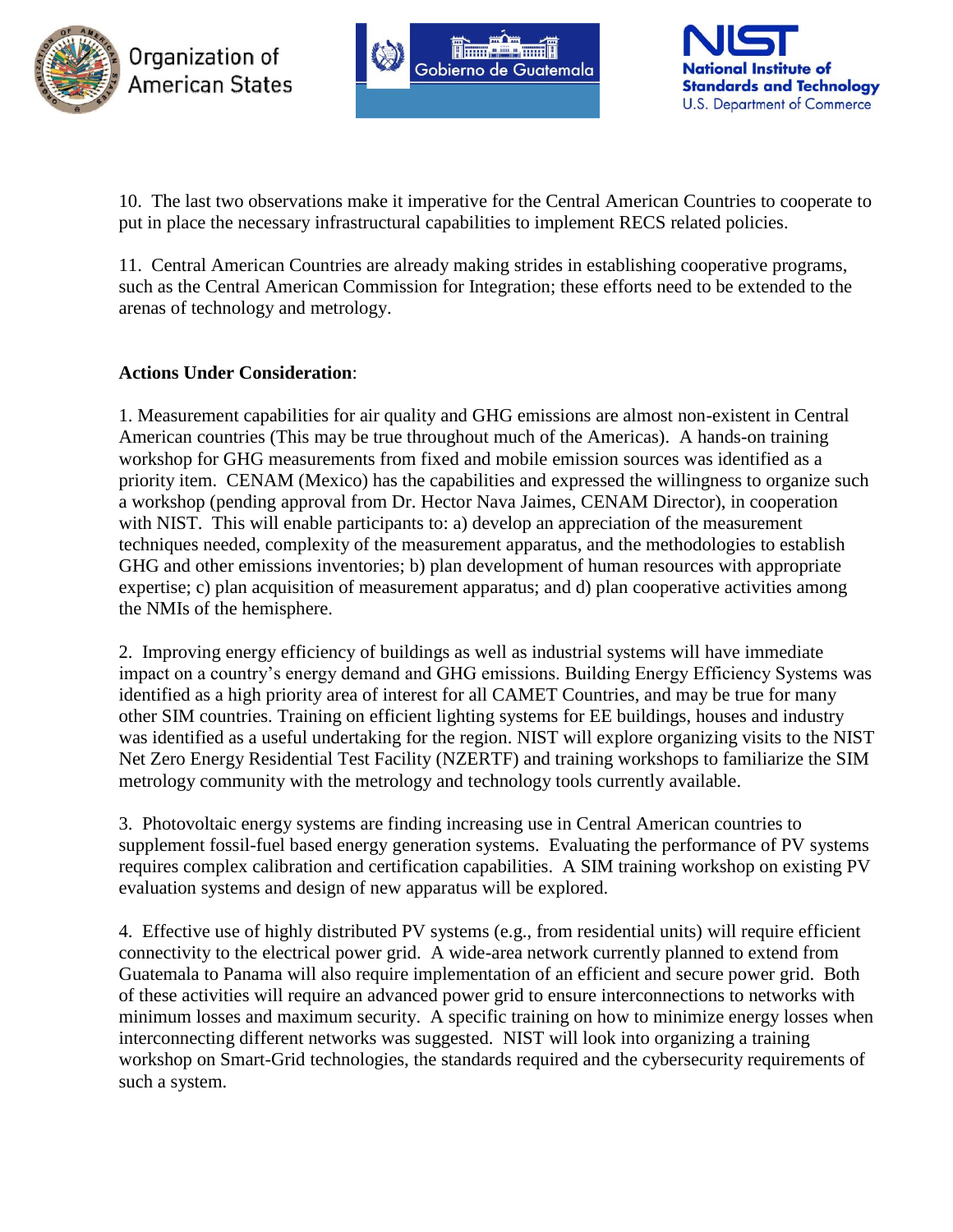10. The last two observations make it imperative for the Central American Countries to cooperate to put in place the necessary infrastructural capabilities to implement RECS related policies.

11. Central American Countries are already making strides in establishing cooperative programs, such as the Central American Commission for Integration; these efforts need to be extended to the arenas of technology and metrology.

**Actions Under Consideration**:

1. Measurement capabilities for air quality and GHG emissions are almost non-existent in Central American countries (This may be true throughout much of the Americas). A hands-on training workshop for GHG measurements from fixed and mobile emission sources was identified as a priority item. CENAM (Mexico) has the capabilities and expressed the willingness to organize such a workshop (pending approval from Dr. Hector Nava Jaimes, CENAM Director), in cooperation with NIST. This will enable participants to: a) develop an appreciation of the measurement techniques needed, complexity of the measurement apparatus, and the methodologies to establish GHG and other emissions inventories; b) plan development of human resources with appropriate expertise; c) plan acquisition of measurement apparatus; and d) plan cooperative activities among the NMIs of the hemisphere.

2. Improving energy efficiency of buildings as well as industrial systems will have immediate impact on a country's energy demand and GHG emissions. Building Energy Efficiency Systems was identified as a high priority area of interest for all CAMET Countries, and may be true for many other SIM countries. Training on efficient lighting systems for EE buildings, houses and industry was identified as a useful undertaking for the region. NIST will explore organizing visits to the NIST Net Zero Energy Residential Test Facility (NZERTF) and training workshops to familiarize the SIM metrology community with the metrology and technology tools currently available.

3. Photovoltaic energy systems are finding increasing use in Central American countries to supplement fossil-fuel based energy generation systems. Evaluating the performance of PV systems requires complex calibration and certification capabilities. A SIM training workshop on existing PV evaluation systems and design of new apparatus will be explored.

4. Effective use of highly distributed PV systems (e.g., from residential units) will require efficient connectivity to the electrical power grid. A wide-area network currently planned to extend from Guatemala to Panama will also require implementation of an efficient and secure power grid. Both of these activities will require an advanced power grid to ensure interconnections to networks with minimum losses and maximum security. A specific training on how to minimize energy losses when interconnecting different networks was suggested. NIST will look into organizing a training workshop on Smart-Grid technologies, the standards required and the cybersecurity requirements of such a system.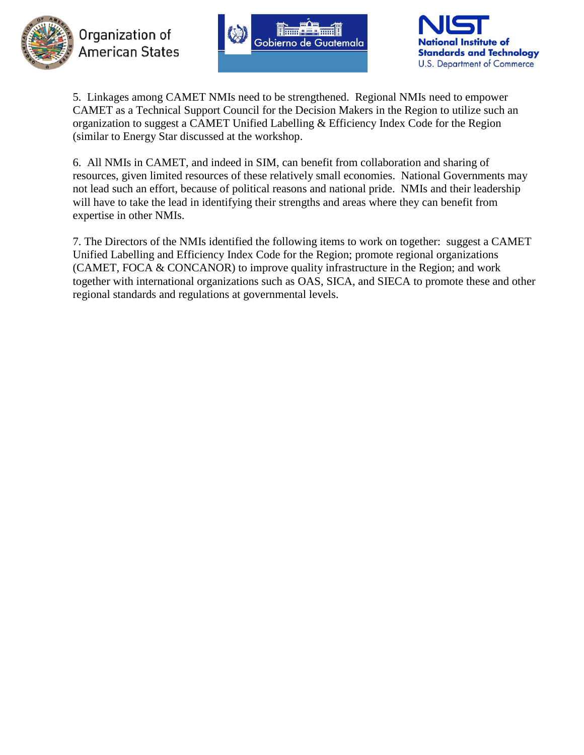5. Linkages among CAMET NMIs need to be strengthened. Regional NMIs need to empower CAMET as a Technical Support Council for the Decision Makers in the Region to utilize such an organization to suggest a CAMET Unified Labelling & Efficiency Index Code for the Region (similar to Energy Star discussed at the workshop.

6. All NMIs in CAMET, and indeed in SIM, can benefit from collaboration and sharing of resources, given limited resources of these relatively small economies. National Governments may not lead such an effort, because of political reasons and national pride. NMIs and their leadership will have to take the lead in identifying their strengths and areas where they can benefit from expertise in other NMIs.

7. The Directors of the NMIs identified the following items to work on together: suggest a CAMET Unified Labelling and Efficiency Index Code for the Region; promote regional organizations (CAMET, FOCA & CONCANOR) to improve quality infrastructure in the Region; and work together with international organizations such as OAS, SICA, and SIECA to promote these and other regional standards and regulations at governmental levels.